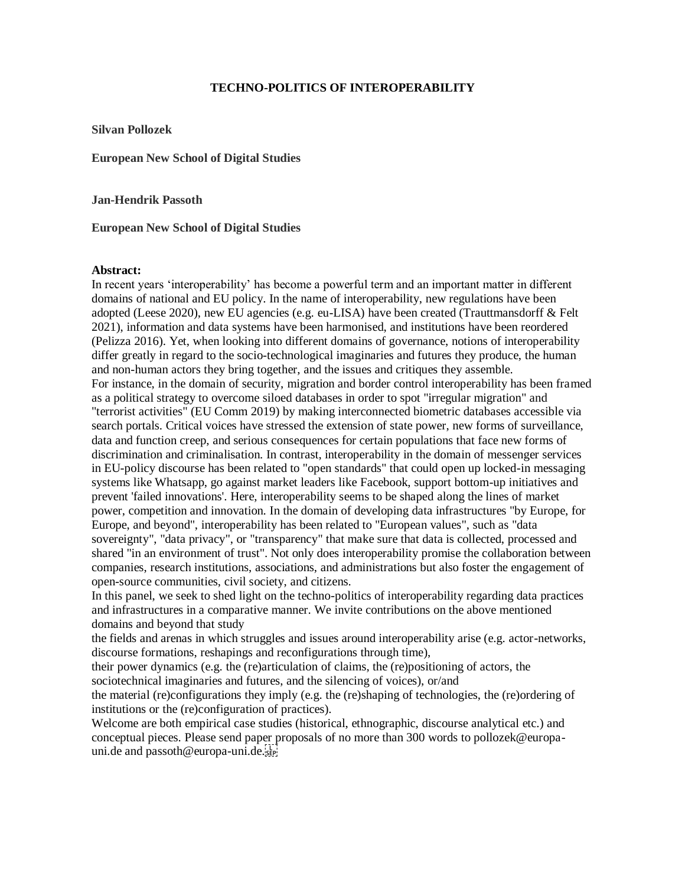# TECHNO-POLITICS OF INTEROPERABILITY

**Silvan Pollozek**

**European New School of Digital Studies**

**Jan-Hendrik Passoth**

**European New School of Digital Studies**

**Abstract:**

In recent years 'interoperability' has become a powerful term and an important matter in different domains of national and EU policy. In the name of interoperability, new regulations have been adopted (Leese 2020), new EU agencies (e.g. eu-LISA) have been created (Trauttmansdorff & Felt 2021), information and data systems have been harmonised, and institutions have been reordered (Pelizza 2016). Yet, when looking into different domains of governance, notions of interoperability differ greatly in regard to the socio-technological imaginaries and futures they produce, the human and non-human actors they bring together, and the issues and critiques they assemble.

For instance, in the domain of security, migration and border control interoperability has been framed as a political strategy to overcome siloed databases in order to spot "irregular migration" and "terrorist activities" (EU Comm 2019) by making interconnected biometric databases accessible via search portals. Critical voices have stressed the extension of state power, new forms of surveillance, data and function creep, and serious consequences for certain populations that face new forms of discrimination and criminalisation. In contrast, interoperability in the domain of messenger services in EU-policy discourse has been related to "open standards" that could open up locked-in messaging systems like Whatsapp, go against market leaders like Facebook, support bottom-up initiatives and prevent 'failed innovations'. Here, interoperability seems to be shaped along the lines of market power, competition and innovation. In the domain of developing data infrastructures "by Europe, for Europe, and beyond", interoperability has been related to "European values", such as "data sovereignty", "data privacy", or "transparency" that make sure that data is collected, processed and shared "in an environment of trust". Not only does interoperability promise the collaboration between companies, research institutions, associations, and administrations but also foster the engagement of open-source communities, civil society, and citizens.

In this panel, we seek to shed light on the techno-politics of interoperability regarding data practices and infrastructures in a comparative manner. We invite contributions on the above mentioned domains and beyond that study

the fields and arenas in which struggles and issues around interoperability arise (e.g. actor-networks, discourse formations, reshapings and reconfigurations through time),

their power dynamics (e.g. the (re)articulation of claims, the (re)positioning of actors, the sociotechnical imaginaries and futures, and the silencing of voices), or/and

the material (re)configurations they imply (e.g. the (re)shaping of technologies, the (re)ordering of institutions or the (re)configuration of practices).

Welcome are both empirical case studies (historical, ethnographic, discourse analytical etc.) and conceptual pieces. Please send paper proposals of no more than 300 words to pollozek@europa-uni.de and passoth@europa-uni.de.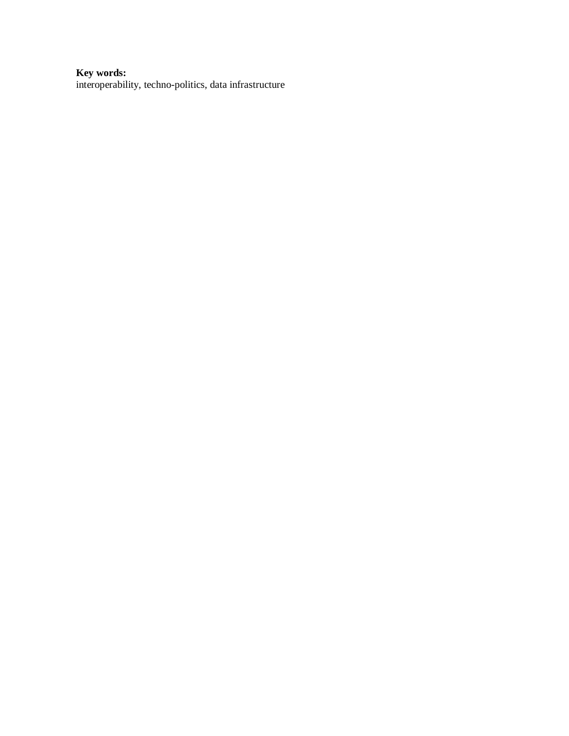**Key words:**
interoperability, techno-politics, data infrastructure